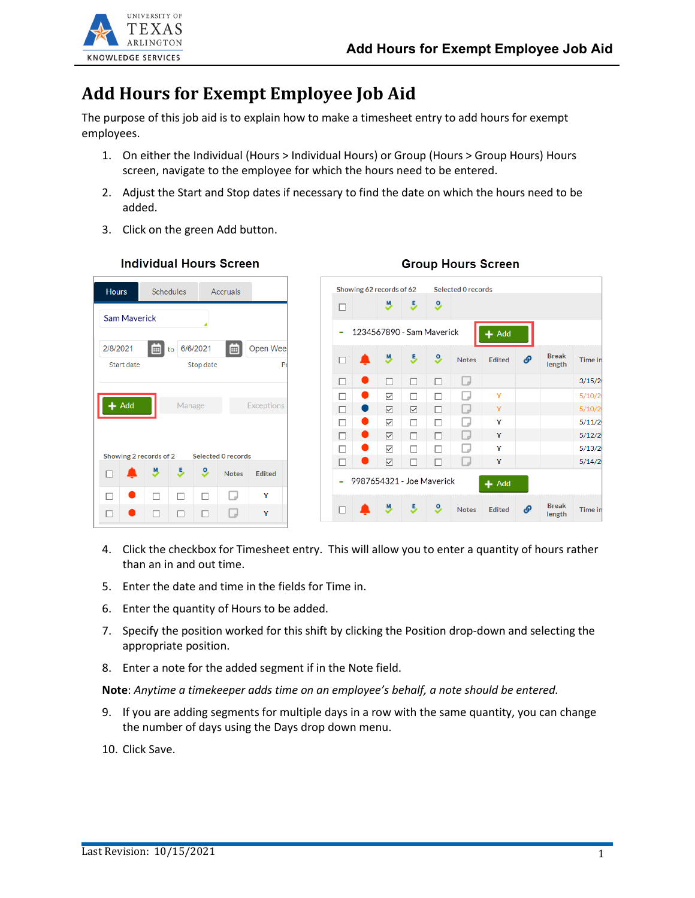# Add Hours for Exempt Employee Job Aid

The purpose of this job aid is to explain how to make a timesheet entry to add hours for exempt employees.

1. On either the Individual (Hours > Individual Hours) or Group (Hours > Group Hours) Hours screen, navigate to the employee for which the hours need to be entered.
2. Adjust the Start and Stop dates if necessary to find the date on which the hours need to be added.
3. Click on the green Add button.

**Individual Hours Screen** **Group Hours Screen**

4. Click the checkbox for Timesheet entry. This will allow you to enter a quantity of hours rather than an in and out time.
5. Enter the date and time in the fields for Time in.
6. Enter the quantity of Hours to be added.
7. Specify the position worked for this shift by clicking the Position drop-down and selecting the appropriate position.
8. Enter a note for the added segment if in the Note field.

**Note**: *Anytime a timekeeper adds time on an employee's behalf, a note should be entered.*

9. If you are adding segments for multiple days in a row with the same quantity, you can change the number of days using the Days drop down menu.
10. Click Save.

Last Revision: 10/15/2021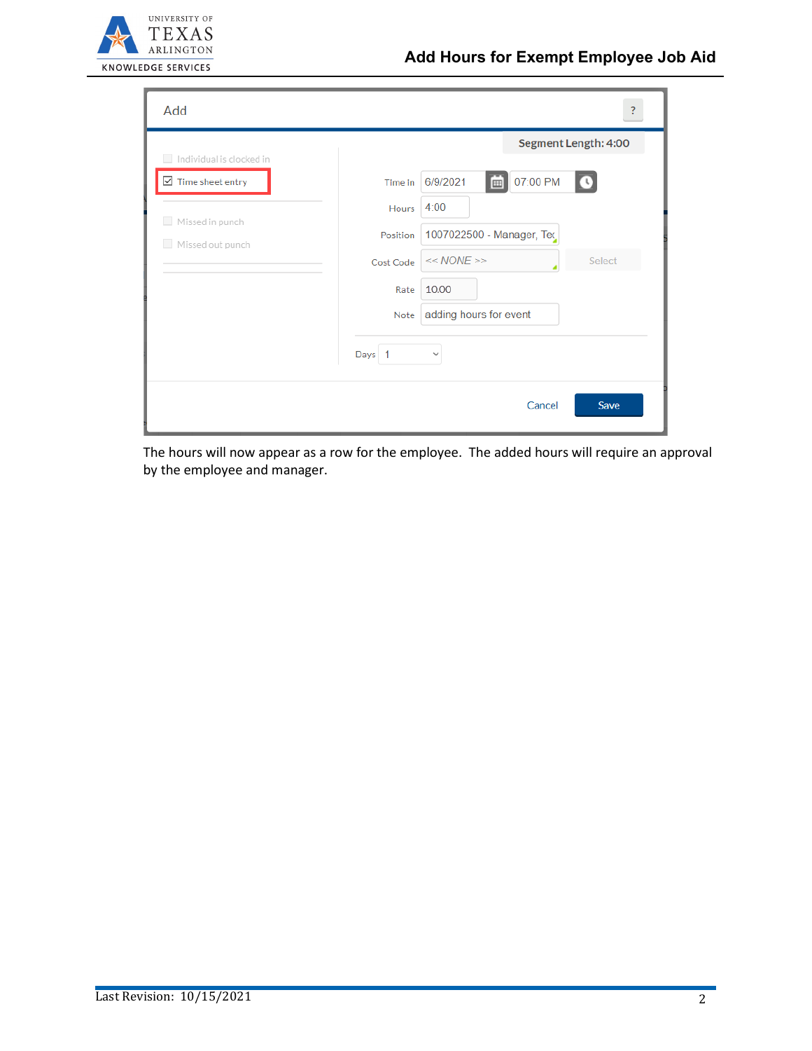The hours will now appear as a row for the employee. The added hours will require an approval by the employee and manager.